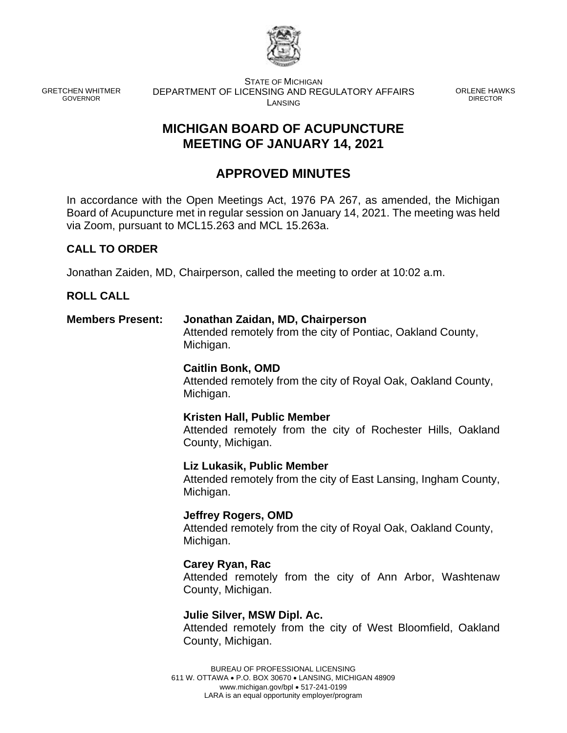STATE OF MICHIGAN
DEPARTMENT OF LICENSING AND REGULATORY AFFAIRS
LANSING

GRETCHEN WHITMER
GOVERNOR

ORLENE HAWKS
DIRECTOR

# MICHIGAN BOARD OF ACUPUNCTURE
# MEETING OF JANUARY 14, 2021

## APPROVED MINUTES

In accordance with the Open Meetings Act, 1976 PA 267, as amended, the Michigan Board of Acupuncture met in regular session on January 14, 2021. The meeting was held via Zoom, pursuant to MCL15.263 and MCL 15.263a.

### CALL TO ORDER

Jonathan Zaiden, MD, Chairperson, called the meeting to order at 10:02 a.m.

### ROLL CALL

**Members Present:**

**Jonathan Zaidan, MD, Chairperson**
Attended remotely from the city of Pontiac, Oakland County, Michigan.

**Caitlin Bonk, OMD**
Attended remotely from the city of Royal Oak, Oakland County, Michigan.

**Kristen Hall, Public Member**
Attended remotely from the city of Rochester Hills, Oakland County, Michigan.

**Liz Lukasik, Public Member**
Attended remotely from the city of East Lansing, Ingham County, Michigan.

**Jeffrey Rogers, OMD**
Attended remotely from the city of Royal Oak, Oakland County, Michigan.

**Carey Ryan, Rac**
Attended remotely from the city of Ann Arbor, Washtenaw County, Michigan.

**Julie Silver, MSW Dipl. Ac.**
Attended remotely from the city of West Bloomfield, Oakland County, Michigan.

BUREAU OF PROFESSIONAL LICENSING
611 W. OTTAWA • P.O. BOX 30670 • LANSING, MICHIGAN 48909
www.michigan.gov/bpl • 517-241-0199
LARA is an equal opportunity employer/program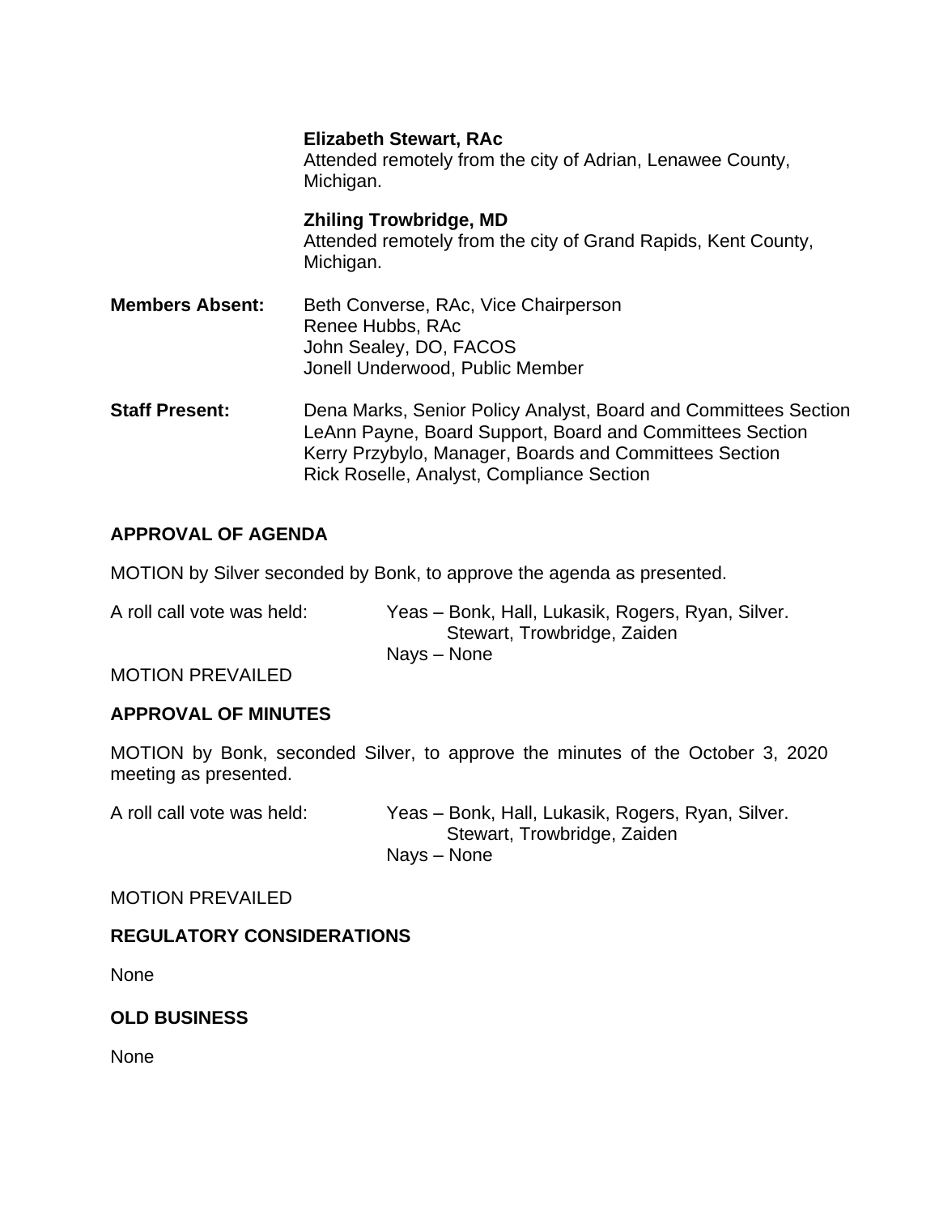**Elizabeth Stewart, RAc**
Attended remotely from the city of Adrian, Lenawee County, Michigan.

**Zhiling Trowbridge, MD**
Attended remotely from the city of Grand Rapids, Kent County, Michigan.

**Members Absent:** Beth Converse, RAc, Vice Chairperson
Renee Hubbs, RAc
John Sealey, DO, FACOS
Jonell Underwood, Public Member

**Staff Present:** Dena Marks, Senior Policy Analyst, Board and Committees Section
LeAnn Payne, Board Support, Board and Committees Section
Kerry Przybylo, Manager, Boards and Committees Section
Rick Roselle, Analyst, Compliance Section

**APPROVAL OF AGENDA**

MOTION by Silver seconded by Bonk, to approve the agenda as presented.

A roll call vote was held: Yeas – Bonk, Hall, Lukasik, Rogers, Ryan, Silver. Stewart, Trowbridge, Zaiden
Nays – None

MOTION PREVAILED

**APPROVAL OF MINUTES**

MOTION by Bonk, seconded Silver, to approve the minutes of the October 3, 2020 meeting as presented.

A roll call vote was held: Yeas – Bonk, Hall, Lukasik, Rogers, Ryan, Silver. Stewart, Trowbridge, Zaiden
Nays – None

MOTION PREVAILED

**REGULATORY CONSIDERATIONS**

None

**OLD BUSINESS**

None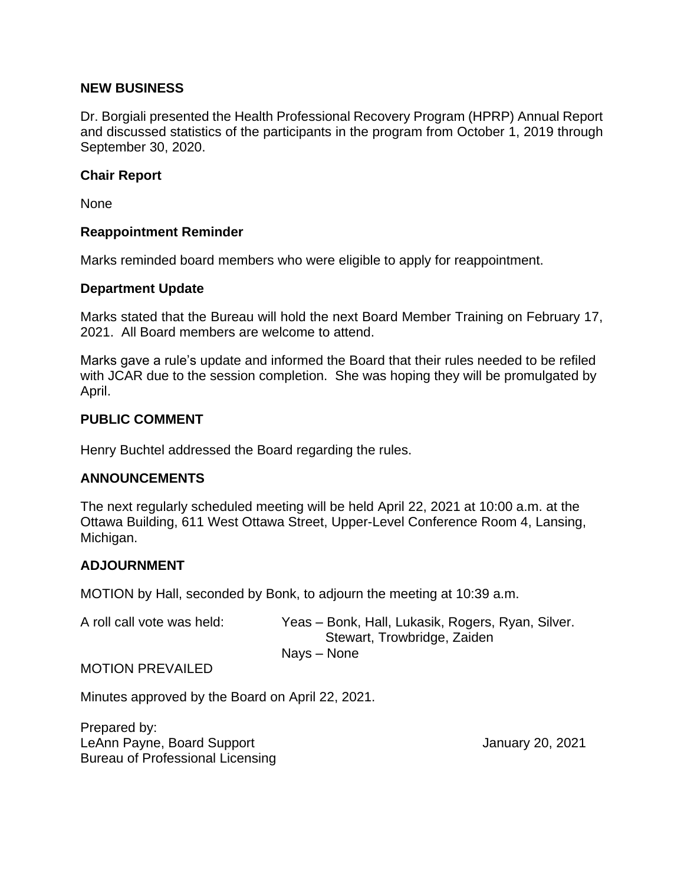### NEW BUSINESS

Dr. Borgiali presented the Health Professional Recovery Program (HPRP) Annual Report and discussed statistics of the participants in the program from October 1, 2019 through September 30, 2020.

#### Chair Report

None

#### Reappointment Reminder

Marks reminded board members who were eligible to apply for reappointment.

#### Department Update

Marks stated that the Bureau will hold the next Board Member Training on February 17, 2021. All Board members are welcome to attend.

Marks gave a rule's update and informed the Board that their rules needed to be refiled with JCAR due to the session completion. She was hoping they will be promulgated by April.

### PUBLIC COMMENT

Henry Buchtel addressed the Board regarding the rules.

### ANNOUNCEMENTS

The next regularly scheduled meeting will be held April 22, 2021 at 10:00 a.m. at the Ottawa Building, 611 West Ottawa Street, Upper-Level Conference Room 4, Lansing, Michigan.

### ADJOURNMENT

MOTION by Hall, seconded by Bonk, to adjourn the meeting at 10:39 a.m.

A roll call vote was held: Yeas – Bonk, Hall, Lukasik, Rogers, Ryan, Silver. Stewart, Trowbridge, Zaiden
Nays – None

MOTION PREVAILED

Minutes approved by the Board on April 22, 2021.

Prepared by:
LeAnn Payne, Board Support
Bureau of Professional Licensing

January 20, 2021